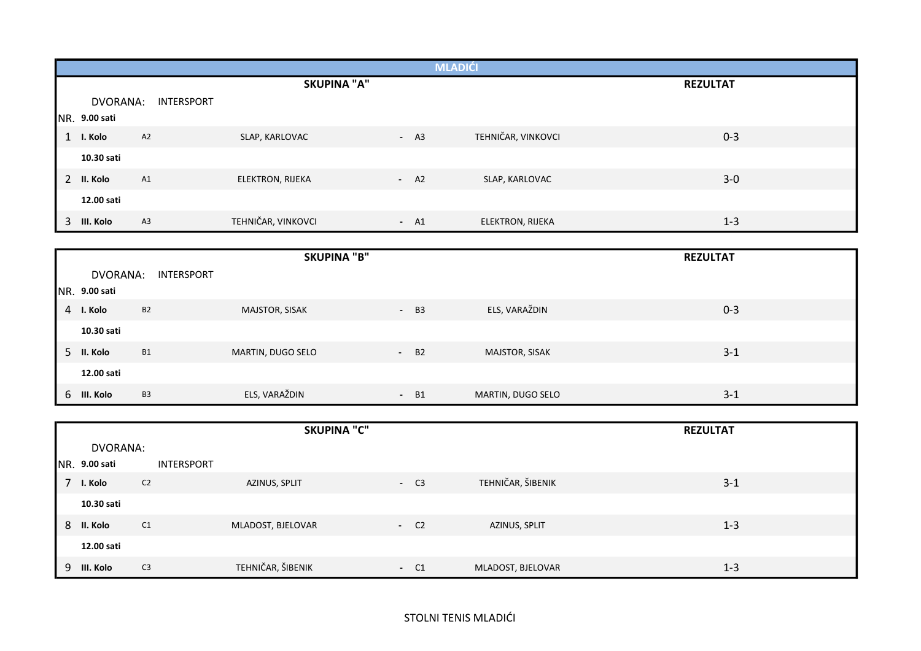# MLADIĆI

## SKUPINA "A"

DVORANA: INTERSPORT

| NR. | | | | | | | REZULTAT |
|---|---|---|---|---|---|---|---|
| | 9.00 sati | | | | | | |
| 1 | I. Kolo | A2 | SLAP, KARLOVAC | - | A3 | TEHNIČAR, VINKOVCI | 0-3 |
| | 10.30 sati | | | | | | |
| 2 | II. Kolo | A1 | ELEKTRON, RIJEKA | - | A2 | SLAP, KARLOVAC | 3-0 |
| | 12.00 sati | | | | | | |
| 3 | III. Kolo | A3 | TEHNIČAR, VINKOVCI | - | A1 | ELEKTRON, RIJEKA | 1-3 |

## SKUPINA "B"

DVORANA: INTERSPORT

| NR. | | | | | | | REZULTAT |
|---|---|---|---|---|---|---|---|
| | 9.00 sati | | | | | | |
| 4 | I. Kolo | B2 | MAJSTOR, SISAK | - | B3 | ELS, VARAŽDIN | 0-3 |
| | 10.30 sati | | | | | | |
| 5 | II. Kolo | B1 | MARTIN, DUGO SELO | - | B2 | MAJSTOR, SISAK | 3-1 |
| | 12.00 sati | | | | | | |
| 6 | III. Kolo | B3 | ELS, VARAŽDIN | - | B1 | MARTIN, DUGO SELO | 3-1 |

## SKUPINA "C"

DVORANA: INTERSPORT

| NR. | | | | | | | REZULTAT |
|---|---|---|---|---|---|---|---|
| | 9.00 sati | | | | | | |
| 7 | I. Kolo | C2 | AZINUS, SPLIT | - | C3 | TEHNIČAR, ŠIBENIK | 3-1 |
| | 10.30 sati | | | | | | |
| 8 | II. Kolo | C1 | MLADOST, BJELOVAR | - | C2 | AZINUS, SPLIT | 1-3 |
| | 12.00 sati | | | | | | |
| 9 | III. Kolo | C3 | TEHNIČAR, ŠIBENIK | - | C1 | MLADOST, BJELOVAR | 1-3 |

STOLNI TENIS MLADIĆI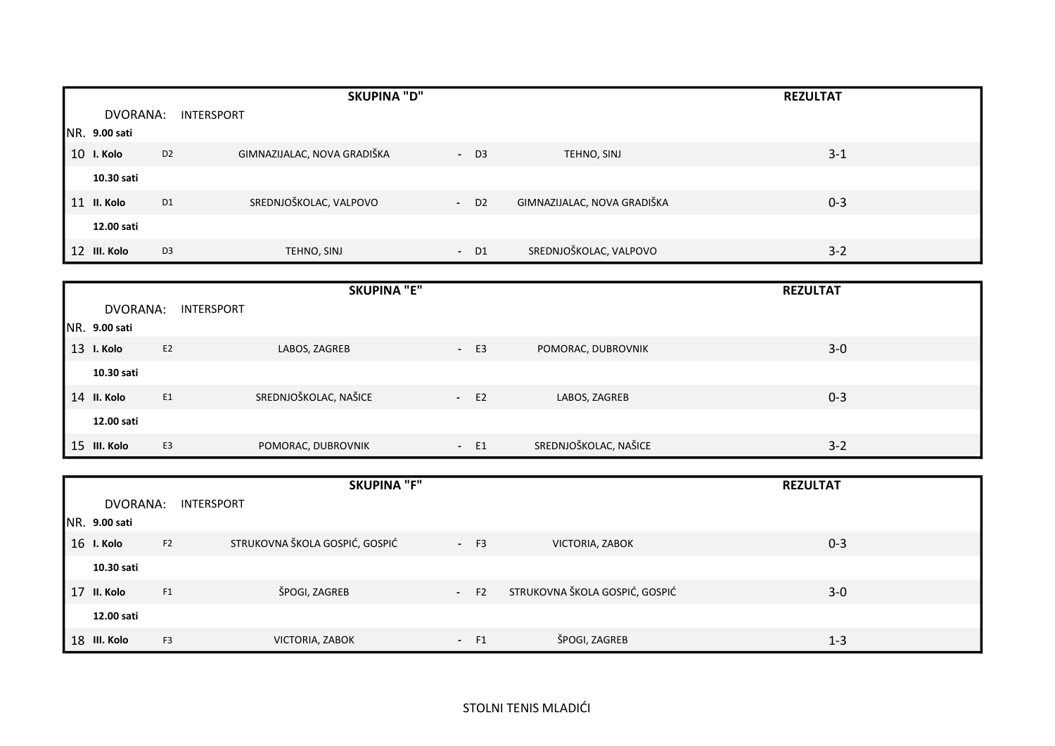## SKUPINA "D"

DVORANA: INTERSPORT

| NR. | Vrijeme / Kolo | | Domaćin | | | Gost | REZULTAT |
|---|---|---|---|---|---|---|---|
| | **9.00 sati** | | | | | | |
| 10 | **I. Kolo** | D2 | GIMNAZIJALAC, NOVA GRADIŠKA | - | D3 | TEHNO, SINJ | 3-1 |
| | **10.30 sati** | | | | | | |
| 11 | **II. Kolo** | D1 | SREDNJOŠKOLAC, VALPOVO | - | D2 | GIMNAZIJALAC, NOVA GRADIŠKA | 0-3 |
| | **12.00 sati** | | | | | | |
| 12 | **III. Kolo** | D3 | TEHNO, SINJ | - | D1 | SREDNJOŠKOLAC, VALPOVO | 3-2 |

## SKUPINA "E"

DVORANA: INTERSPORT

| NR. | Vrijeme / Kolo | | Domaćin | | | Gost | REZULTAT |
|---|---|---|---|---|---|---|---|
| | **9.00 sati** | | | | | | |
| 13 | **I. Kolo** | E2 | LABOS, ZAGREB | - | E3 | POMORAC, DUBROVNIK | 3-0 |
| | **10.30 sati** | | | | | | |
| 14 | **II. Kolo** | E1 | SREDNJOŠKOLAC, NAŠICE | - | E2 | LABOS, ZAGREB | 0-3 |
| | **12.00 sati** | | | | | | |
| 15 | **III. Kolo** | E3 | POMORAC, DUBROVNIK | - | E1 | SREDNJOŠKOLAC, NAŠICE | 3-2 |

## SKUPINA "F"

DVORANA: INTERSPORT

| NR. | Vrijeme / Kolo | | Domaćin | | | Gost | REZULTAT |
|---|---|---|---|---|---|---|---|
| | **9.00 sati** | | | | | | |
| 16 | **I. Kolo** | F2 | STRUKOVNA ŠKOLA GOSPIĆ, GOSPIĆ | - | F3 | VICTORIA, ZABOK | 0-3 |
| | **10.30 sati** | | | | | | |
| 17 | **II. Kolo** | F1 | ŠPOGI, ZAGREB | - | F2 | STRUKOVNA ŠKOLA GOSPIĆ, GOSPIĆ | 3-0 |
| | **12.00 sati** | | | | | | |
| 18 | **III. Kolo** | F3 | VICTORIA, ZABOK | - | F1 | ŠPOGI, ZAGREB | 1-3 |

STOLNI TENIS MLADIĆI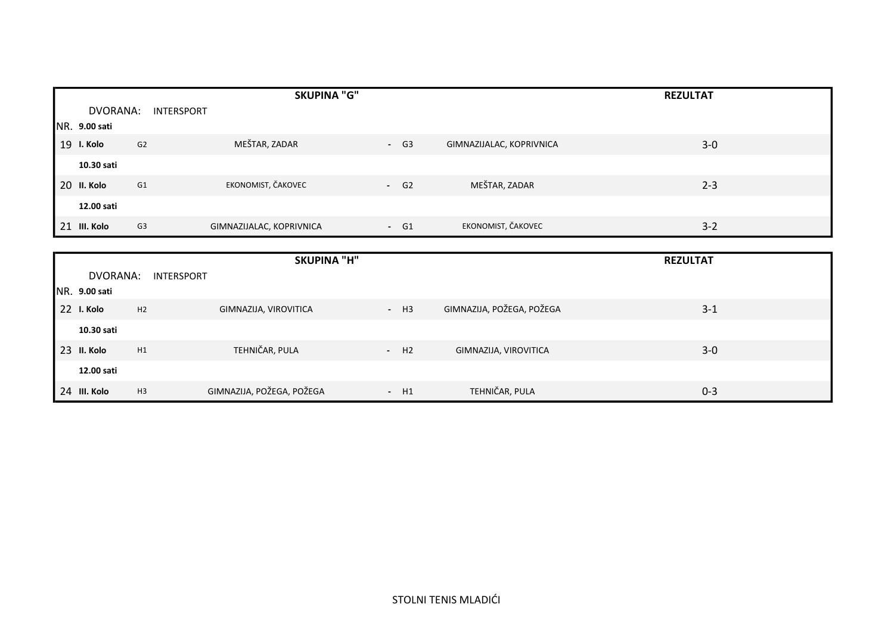| SKUPINA "G" | | | | | | REZULTAT |
|---|---|---|---|---|---|---|
| DVORANA: INTERSPORT | | | | | | |
| NR. | 9.00 sati | | | | | |
| 19 | I. Kolo | G2 | MEŠTAR, ZADAR | - G3 | GIMNAZIJALAC, KOPRIVNICA | 3-0 |
| | 10.30 sati | | | | | |
| 20 | II. Kolo | G1 | EKONOMIST, ČAKOVEC | - G2 | MEŠTAR, ZADAR | 2-3 |
| | 12.00 sati | | | | | |
| 21 | III. Kolo | G3 | GIMNAZIJALAC, KOPRIVNICA | - G1 | EKONOMIST, ČAKOVEC | 3-2 |

| SKUPINA "H" | | | | | | REZULTAT |
|---|---|---|---|---|---|---|
| DVORANA: INTERSPORT | | | | | | |
| NR. | 9.00 sati | | | | | |
| 22 | I. Kolo | H2 | GIMNAZIJA, VIROVITICA | - H3 | GIMNAZIJA, POŽEGA, POŽEGA | 3-1 |
| | 10.30 sati | | | | | |
| 23 | II. Kolo | H1 | TEHNIČAR, PULA | - H2 | GIMNAZIJA, VIROVITICA | 3-0 |
| | 12.00 sati | | | | | |
| 24 | III. Kolo | H3 | GIMNAZIJA, POŽEGA, POŽEGA | - H1 | TEHNIČAR, PULA | 0-3 |

STOLNI TENIS MLADIĆI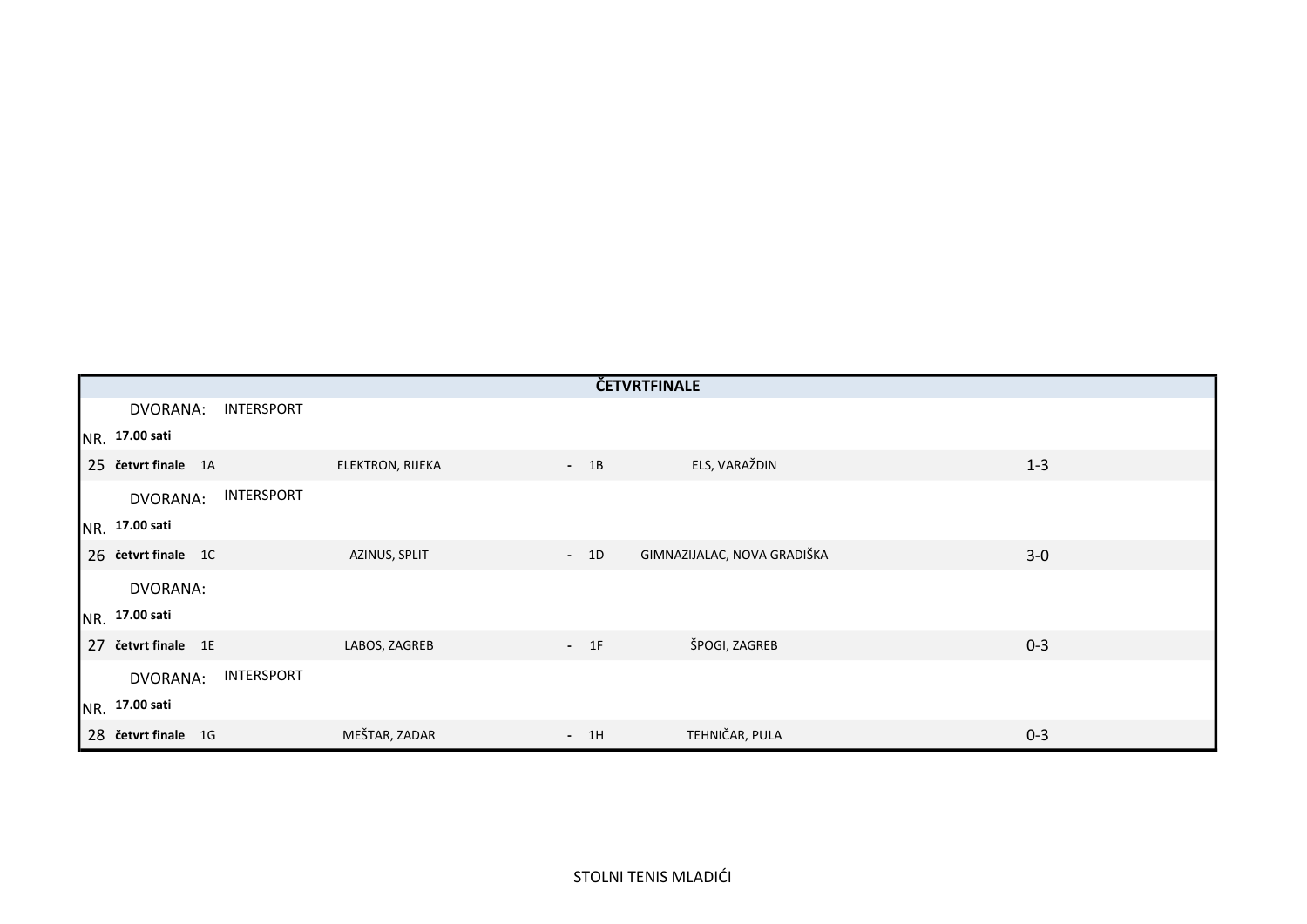| ČETVRTFINALE | | | | | | |
|---|---|---|---|---|---|---|
| | DVORANA: | INTERSPORT | | | | |
| NR. | 17.00 sati | | | | | |
| 25 | **četvrt finale** | 1A | ELEKTRON, RIJEKA | - 1B | ELS, VARAŽDIN | 1-3 |
| | DVORANA: | INTERSPORT | | | | |
| NR. | 17.00 sati | | | | | |
| 26 | **četvrt finale** | 1C | AZINUS, SPLIT | - 1D | GIMNAZIJALAC, NOVA GRADIŠKA | 3-0 |
| | DVORANA: | | | | | |
| NR. | 17.00 sati | | | | | |
| 27 | **četvrt finale** | 1E | LABOS, ZAGREB | - 1F | ŠPOGI, ZAGREB | 0-3 |
| | DVORANA: | INTERSPORT | | | | |
| NR. | 17.00 sati | | | | | |
| 28 | **četvrt finale** | 1G | MEŠTAR, ZADAR | - 1H | TEHNIČAR, PULA | 0-3 |

STOLNI TENIS MLADIĆI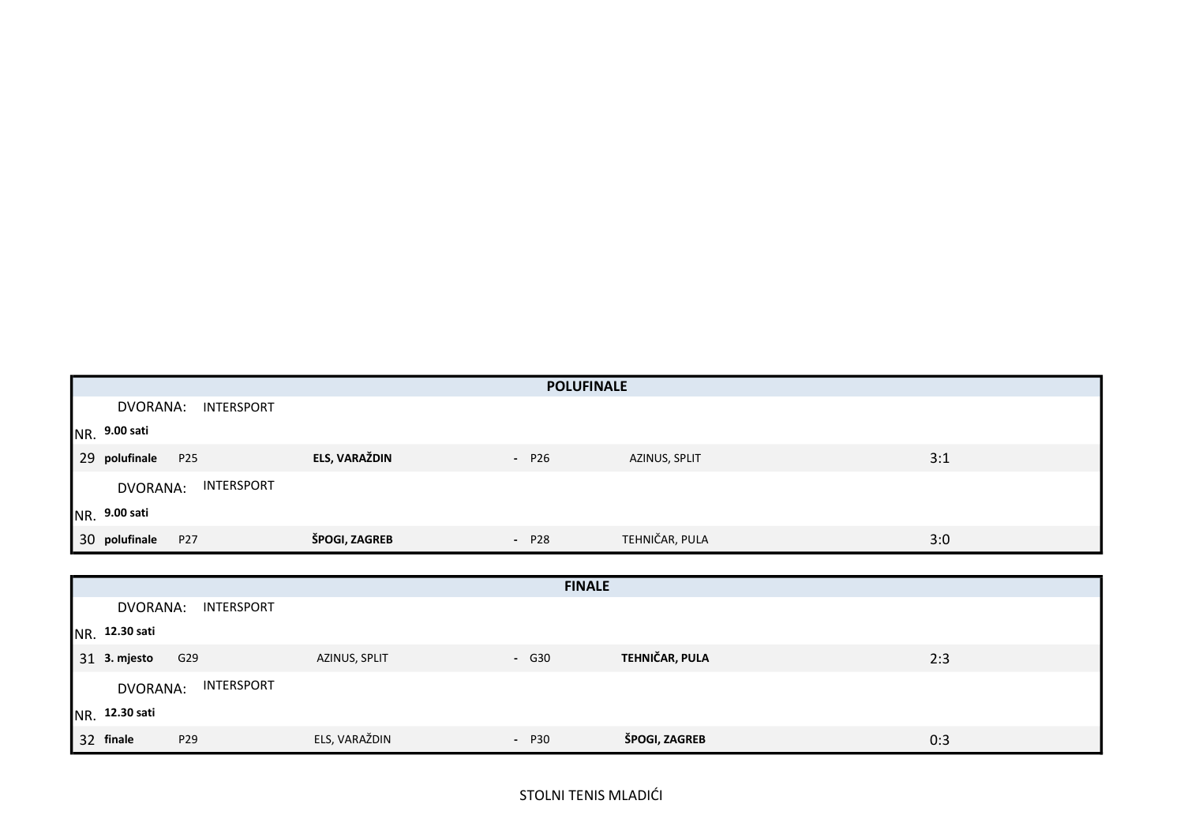| POLUFINALE | | | | | | |
|---|---|---|---|---|---|---|
| DVORANA: INTERSPORT | | | | | | |
| NR. | 9.00 sati | | | | | |
| 29 | polufinale | P25 | **ELS, VARAŽDIN** | - P26 | AZINUS, SPLIT | 3:1 |
| DVORANA: INTERSPORT | | | | | | |
| NR. | 9.00 sati | | | | | |
| 30 | polufinale | P27 | **ŠPOGI, ZAGREB** | - P28 | TEHNIČAR, PULA | 3:0 |

| FINALE | | | | | | |
|---|---|---|---|---|---|---|
| DVORANA: INTERSPORT | | | | | | |
| NR. | 12.30 sati | | | | | |
| 31 | 3. mjesto | G29 | AZINUS, SPLIT | - G30 | **TEHNIČAR, PULA** | 2:3 |
| DVORANA: INTERSPORT | | | | | | |
| NR. | 12.30 sati | | | | | |
| 32 | finale | P29 | ELS, VARAŽDIN | - P30 | **ŠPOGI, ZAGREB** | 0:3 |

STOLNI TENIS MLADIĆI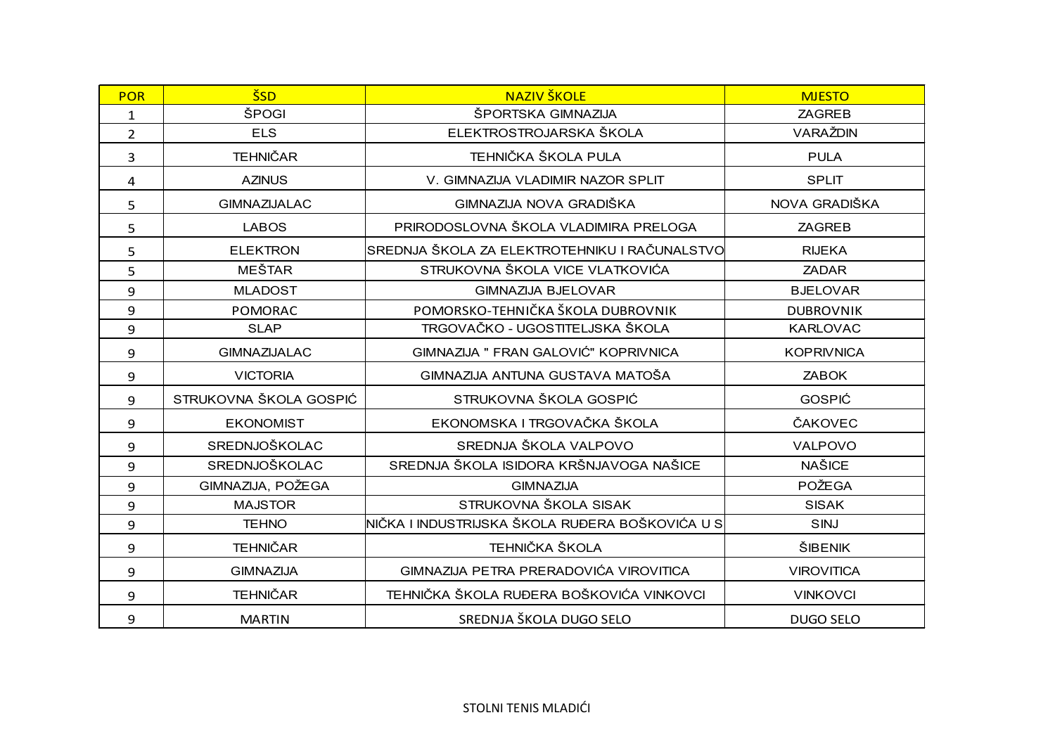| POR | ŠSD | NAZIV ŠKOLE | MJESTO |
|---|---|---|---|
| 1 | ŠPOGI | ŠPORTSKA GIMNAZIJA | ZAGREB |
| 2 | ELS | ELEKTROSTROJARSKA ŠKOLA | VARAŽDIN |
| 3 | TEHNIČAR | TEHNIČKA ŠKOLA PULA | PULA |
| 4 | AZINUS | V. GIMNAZIJA VLADIMIR NAZOR SPLIT | SPLIT |
| 5 | GIMNAZIJALAC | GIMNAZIJA NOVA GRADIŠKA | NOVA GRADIŠKA |
| 5 | LABOS | PRIRODOSLOVNA ŠKOLA VLADIMIRA PRELOGA | ZAGREB |
| 5 | ELEKTRON | SREDNJA ŠKOLA ZA ELEKTROTEHNIKU I RAČUNALSTVO | RIJEKA |
| 5 | MEŠTAR | STRUKOVNA ŠKOLA VICE VLATKOVIĆA | ZADAR |
| 9 | MLADOST | GIMNAZIJA BJELOVAR | BJELOVAR |
| 9 | POMORAC | POMORSKO-TEHNIČKA ŠKOLA DUBROVNIK | DUBROVNIK |
| 9 | SLAP | TRGOVAČKO - UGOSTITELJSKA ŠKOLA | KARLOVAC |
| 9 | GIMNAZIJALAC | GIMNAZIJA " FRAN GALOVIĆ" KOPRIVNICA | KOPRIVNICA |
| 9 | VICTORIA | GIMNAZIJA ANTUNA GUSTAVA MATOŠA | ZABOK |
| 9 | STRUKOVNA ŠKOLA GOSPIĆ | STRUKOVNA ŠKOLA GOSPIĆ | GOSPIĆ |
| 9 | EKONOMIST | EKONOMSKA I TRGOVAČKA ŠKOLA | ČAKOVEC |
| 9 | SREDNJOŠKOLAC | SREDNJA ŠKOLA VALPOVO | VALPOVO |
| 9 | SREDNJOŠKOLAC | SREDNJA ŠKOLA ISIDORA KRŠNJAVOGA NAŠICE | NAŠICE |
| 9 | GIMNAZIJA, POŽEGA | GIMNAZIJA | POŽEGA |
| 9 | MAJSTOR | STRUKOVNA ŠKOLA SISAK | SISAK |
| 9 | TEHNO | NIČKA I INDUSTRIJSKA ŠKOLA RUĐERA BOŠKOVIĆA U S | SINJ |
| 9 | TEHNIČAR | TEHNIČKA ŠKOLA | ŠIBENIK |
| 9 | GIMNAZIJA | GIMNAZIJA PETRA PRERADOVIĆA VIROVITICA | VIROVITICA |
| 9 | TEHNIČAR | TEHNIČKA ŠKOLA RUĐERA BOŠKOVIĆA VINKOVCI | VINKOVCI |
| 9 | MARTIN | SREDNJA ŠKOLA DUGO SELO | DUGO SELO |

STOLNI TENIS MLADIĆI